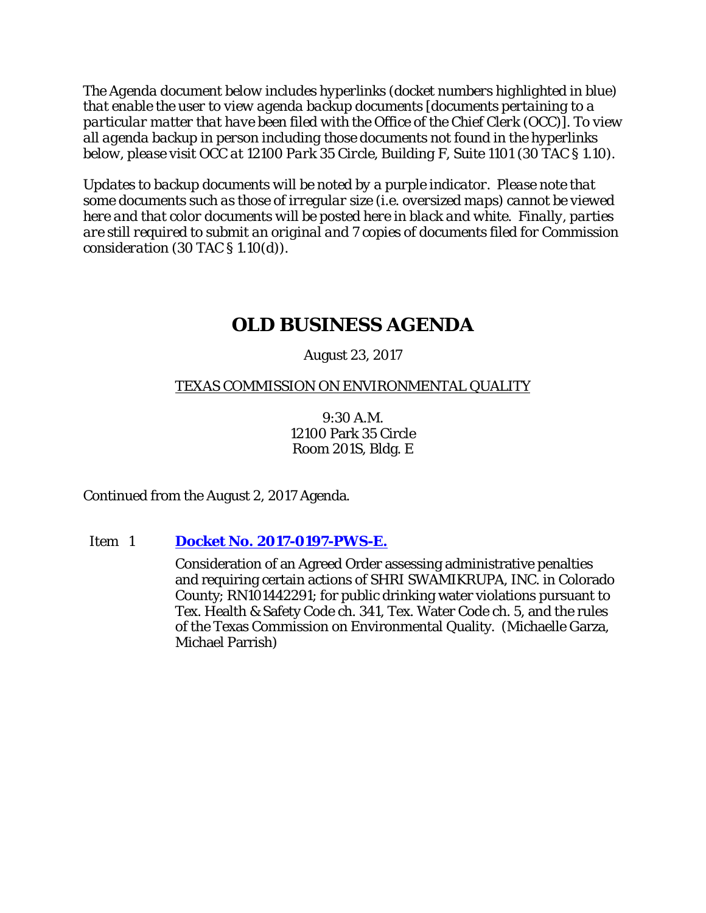*The Agenda document below includes hyperlinks (docket numbers highlighted in blue) that enable the user to view agenda backup documents [documents pertaining to a particular matter that have been filed with the Office of the Chief Clerk (OCC)]. To view all agenda backup in person including those documents not found in the hyperlinks below, please visit OCC at 12100 Park 35 Circle, Building F, Suite 1101 (30 TAC § 1.10).*

*Updates to backup documents will be noted by a purple indicator. Please note that some documents such as those of irregular size (i.e. oversized maps) cannot be viewed here and that color documents will be posted here in black and white. Finally, parties are still required to submit an original and 7 copies of documents filed for Commission consideration (30 TAC § 1.10(d)).*

# OLD BUSINESS AGENDA

August 23, 2017

TEXAS COMMISSION ON ENVIRONMENTAL QUALITY

9:30 A.M.
12100 Park 35 Circle
Room 201S, Bldg. E

Continued from the August 2, 2017 Agenda.

Item 1 **Docket No. 2017-0197-PWS-E.**

Consideration of an Agreed Order assessing administrative penalties and requiring certain actions of SHRI SWAMIKRUPA, INC. in Colorado County; RN101442291; for public drinking water violations pursuant to Tex. Health & Safety Code ch. 341, Tex. Water Code ch. 5, and the rules of the Texas Commission on Environmental Quality. (Michaelle Garza, Michael Parrish)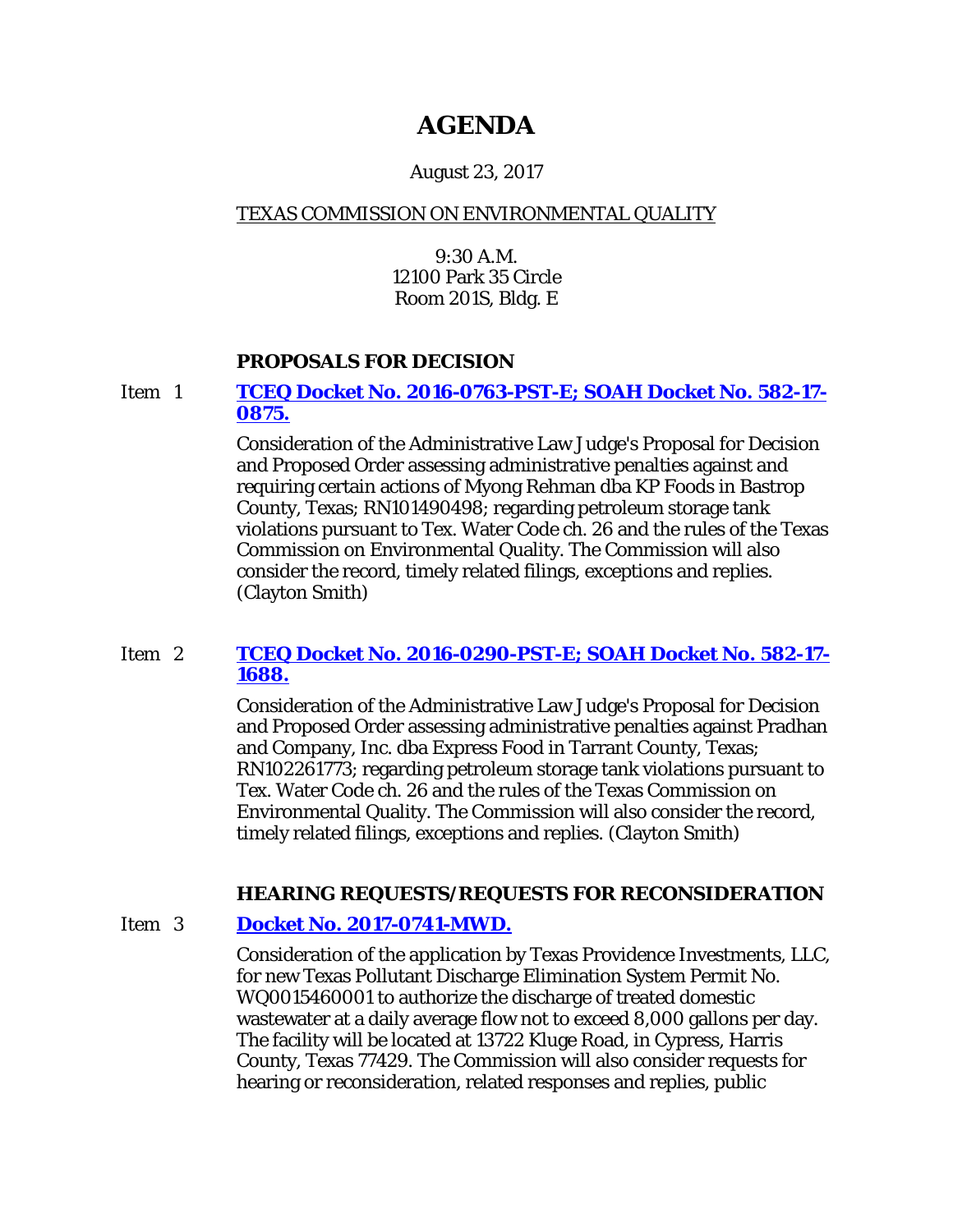# AGENDA

August 23, 2017

TEXAS COMMISSION ON ENVIRONMENTAL QUALITY

9:30 A.M.
12100 Park 35 Circle
Room 201S, Bldg. E

### PROPOSALS FOR DECISION

Item 1 **TCEQ Docket No. 2016-0763-PST-E; SOAH Docket No. 582-17-0875.**

Consideration of the Administrative Law Judge's Proposal for Decision and Proposed Order assessing administrative penalties against and requiring certain actions of Myong Rehman dba KP Foods in Bastrop County, Texas; RN101490498; regarding petroleum storage tank violations pursuant to Tex. Water Code ch. 26 and the rules of the Texas Commission on Environmental Quality. The Commission will also consider the record, timely related filings, exceptions and replies. (Clayton Smith)

Item 2 **TCEQ Docket No. 2016-0290-PST-E; SOAH Docket No. 582-17-1688.**

Consideration of the Administrative Law Judge's Proposal for Decision and Proposed Order assessing administrative penalties against Pradhan and Company, Inc. dba Express Food in Tarrant County, Texas; RN102261773; regarding petroleum storage tank violations pursuant to Tex. Water Code ch. 26 and the rules of the Texas Commission on Environmental Quality. The Commission will also consider the record, timely related filings, exceptions and replies. (Clayton Smith)

### HEARING REQUESTS/REQUESTS FOR RECONSIDERATION

Item 3 **Docket No. 2017-0741-MWD.**

Consideration of the application by Texas Providence Investments, LLC, for new Texas Pollutant Discharge Elimination System Permit No. WQ0015460001 to authorize the discharge of treated domestic wastewater at a daily average flow not to exceed 8,000 gallons per day. The facility will be located at 13722 Kluge Road, in Cypress, Harris County, Texas 77429. The Commission will also consider requests for hearing or reconsideration, related responses and replies, public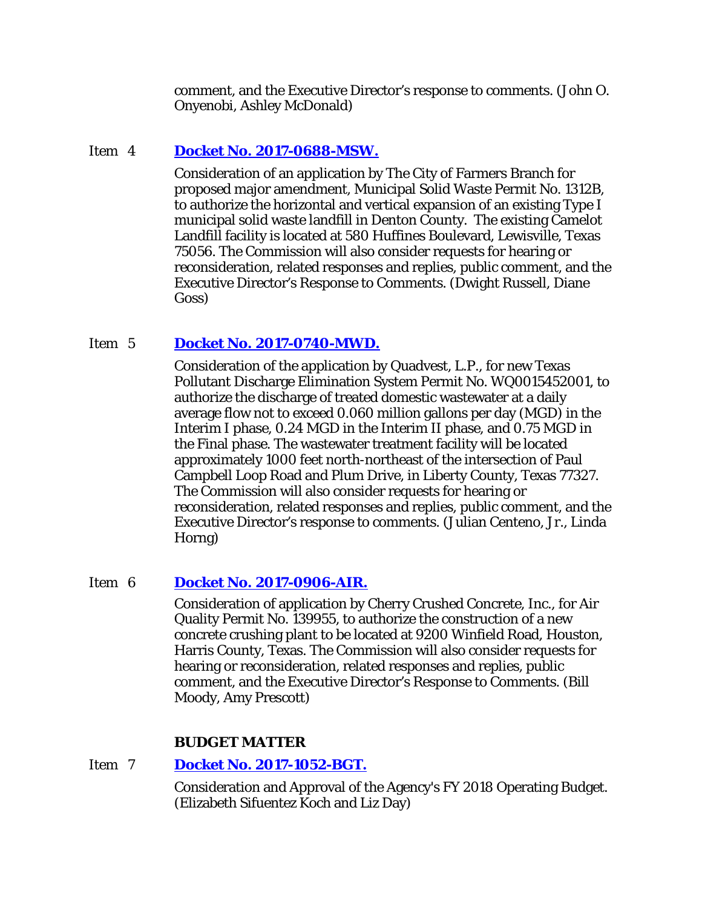comment, and the Executive Director's response to comments. (John O. Onyenobi, Ashley McDonald)

Item 4 **Docket No. 2017-0688-MSW.**

Consideration of an application by The City of Farmers Branch for proposed major amendment, Municipal Solid Waste Permit No. 1312B, to authorize the horizontal and vertical expansion of an existing Type I municipal solid waste landfill in Denton County. The existing Camelot Landfill facility is located at 580 Huffines Boulevard, Lewisville, Texas 75056. The Commission will also consider requests for hearing or reconsideration, related responses and replies, public comment, and the Executive Director's Response to Comments. (Dwight Russell, Diane Goss)

Item 5 **Docket No. 2017-0740-MWD.**

Consideration of the application by Quadvest, L.P., for new Texas Pollutant Discharge Elimination System Permit No. WQ0015452001, to authorize the discharge of treated domestic wastewater at a daily average flow not to exceed 0.060 million gallons per day (MGD) in the Interim I phase, 0.24 MGD in the Interim II phase, and 0.75 MGD in the Final phase. The wastewater treatment facility will be located approximately 1000 feet north-northeast of the intersection of Paul Campbell Loop Road and Plum Drive, in Liberty County, Texas 77327. The Commission will also consider requests for hearing or reconsideration, related responses and replies, public comment, and the Executive Director's response to comments. (Julian Centeno, Jr., Linda Horng)

Item 6 **Docket No. 2017-0906-AIR.**

Consideration of application by Cherry Crushed Concrete, Inc., for Air Quality Permit No. 139955, to authorize the construction of a new concrete crushing plant to be located at 9200 Winfield Road, Houston, Harris County, Texas. The Commission will also consider requests for hearing or reconsideration, related responses and replies, public comment, and the Executive Director's Response to Comments. (Bill Moody, Amy Prescott)

**BUDGET MATTER**

Item 7 **Docket No. 2017-1052-BGT.**

Consideration and Approval of the Agency's FY 2018 Operating Budget. (Elizabeth Sifuentez Koch and Liz Day)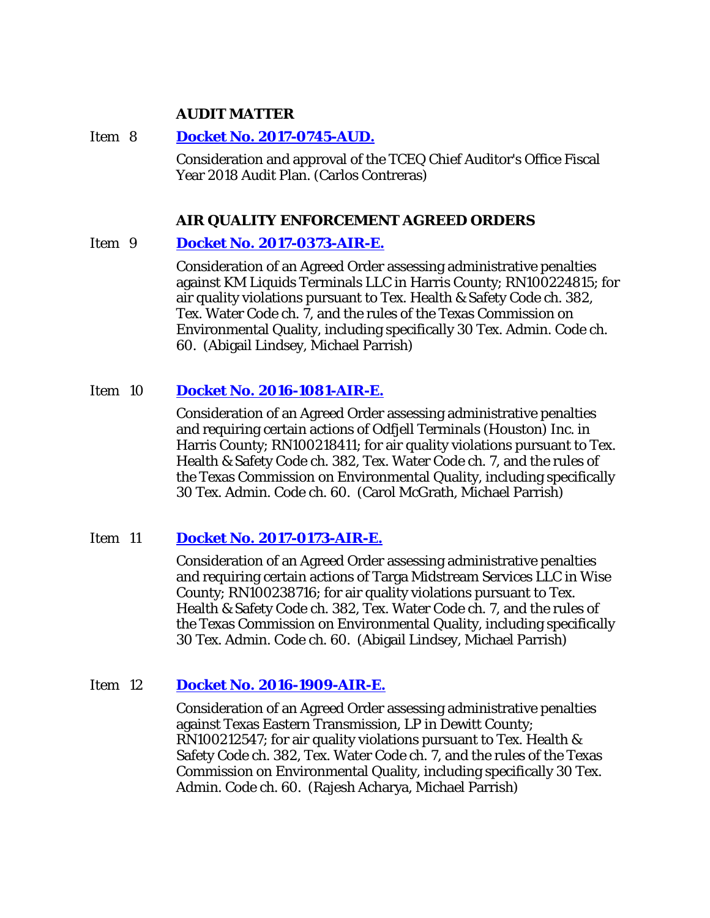## AUDIT MATTER

Item 8 **[Docket No. 2017-0745-AUD.]**

Consideration and approval of the TCEQ Chief Auditor's Office Fiscal Year 2018 Audit Plan. (Carlos Contreras)

## AIR QUALITY ENFORCEMENT AGREED ORDERS

Item 9 **[Docket No. 2017-0373-AIR-E.]**

Consideration of an Agreed Order assessing administrative penalties against KM Liquids Terminals LLC in Harris County; RN100224815; for air quality violations pursuant to Tex. Health & Safety Code ch. 382, Tex. Water Code ch. 7, and the rules of the Texas Commission on Environmental Quality, including specifically 30 Tex. Admin. Code ch. 60. (Abigail Lindsey, Michael Parrish)

Item 10 **[Docket No. 2016-1081-AIR-E.]**

Consideration of an Agreed Order assessing administrative penalties and requiring certain actions of Odfjell Terminals (Houston) Inc. in Harris County; RN100218411; for air quality violations pursuant to Tex. Health & Safety Code ch. 382, Tex. Water Code ch. 7, and the rules of the Texas Commission on Environmental Quality, including specifically 30 Tex. Admin. Code ch. 60. (Carol McGrath, Michael Parrish)

Item 11 **[Docket No. 2017-0173-AIR-E.]**

Consideration of an Agreed Order assessing administrative penalties and requiring certain actions of Targa Midstream Services LLC in Wise County; RN100238716; for air quality violations pursuant to Tex. Health & Safety Code ch. 382, Tex. Water Code ch. 7, and the rules of the Texas Commission on Environmental Quality, including specifically 30 Tex. Admin. Code ch. 60. (Abigail Lindsey, Michael Parrish)

Item 12 **[Docket No. 2016-1909-AIR-E.]**

Consideration of an Agreed Order assessing administrative penalties against Texas Eastern Transmission, LP in Dewitt County; RN100212547; for air quality violations pursuant to Tex. Health & Safety Code ch. 382, Tex. Water Code ch. 7, and the rules of the Texas Commission on Environmental Quality, including specifically 30 Tex. Admin. Code ch. 60. (Rajesh Acharya, Michael Parrish)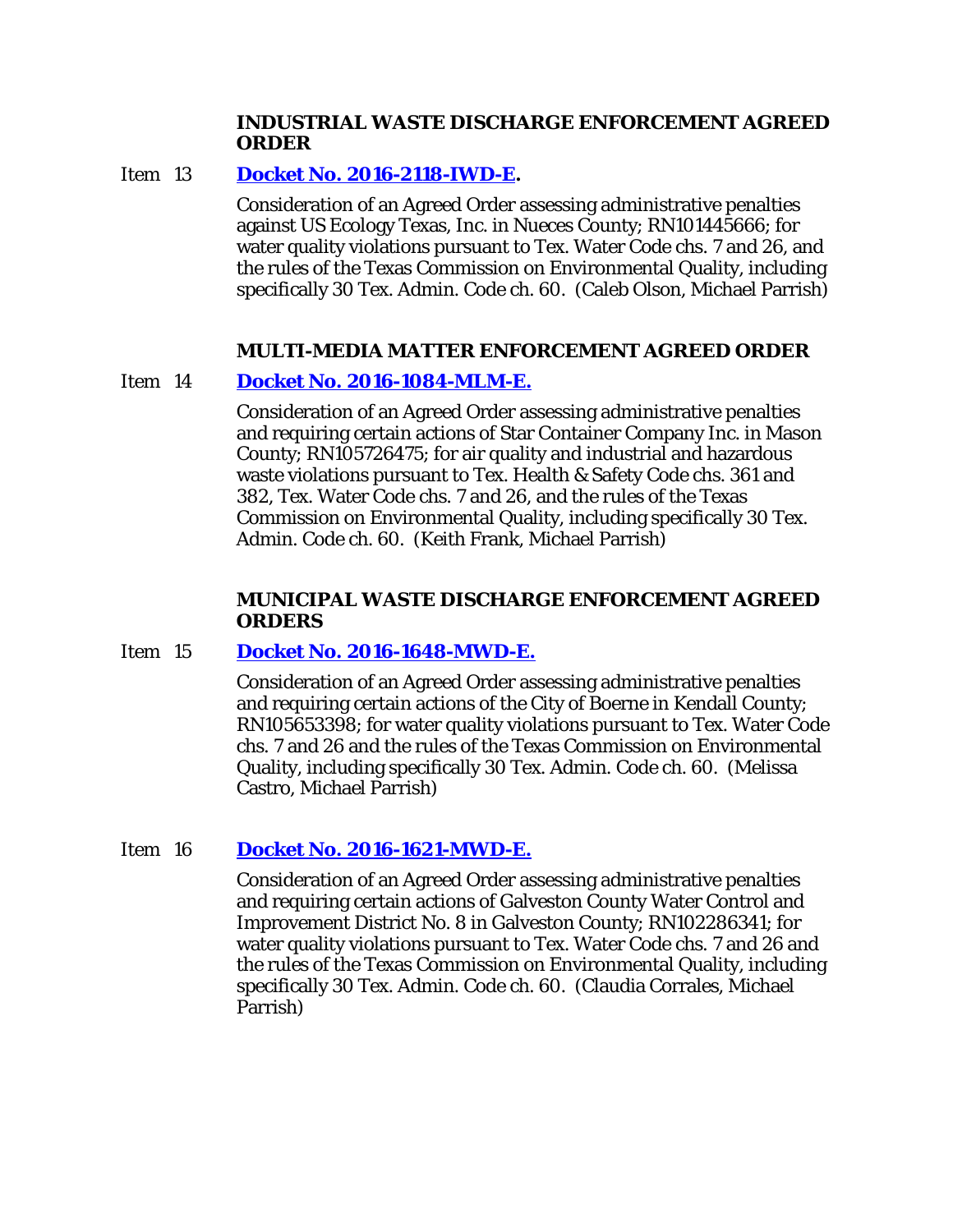### INDUSTRIAL WASTE DISCHARGE ENFORCEMENT AGREED ORDER

Item 13 **Docket No. 2016-2118-IWD-E.**

Consideration of an Agreed Order assessing administrative penalties against US Ecology Texas, Inc. in Nueces County; RN101445666; for water quality violations pursuant to Tex. Water Code chs. 7 and 26, and the rules of the Texas Commission on Environmental Quality, including specifically 30 Tex. Admin. Code ch. 60. (Caleb Olson, Michael Parrish)

### MULTI-MEDIA MATTER ENFORCEMENT AGREED ORDER

Item 14 **Docket No. 2016-1084-MLM-E.**

Consideration of an Agreed Order assessing administrative penalties and requiring certain actions of Star Container Company Inc. in Mason County; RN105726475; for air quality and industrial and hazardous waste violations pursuant to Tex. Health & Safety Code chs. 361 and 382, Tex. Water Code chs. 7 and 26, and the rules of the Texas Commission on Environmental Quality, including specifically 30 Tex. Admin. Code ch. 60. (Keith Frank, Michael Parrish)

### MUNICIPAL WASTE DISCHARGE ENFORCEMENT AGREED ORDERS

Item 15 **Docket No. 2016-1648-MWD-E.**

Consideration of an Agreed Order assessing administrative penalties and requiring certain actions of the City of Boerne in Kendall County; RN105653398; for water quality violations pursuant to Tex. Water Code chs. 7 and 26 and the rules of the Texas Commission on Environmental Quality, including specifically 30 Tex. Admin. Code ch. 60. (Melissa Castro, Michael Parrish)

Item 16 **Docket No. 2016-1621-MWD-E.**

Consideration of an Agreed Order assessing administrative penalties and requiring certain actions of Galveston County Water Control and Improvement District No. 8 in Galveston County; RN102286341; for water quality violations pursuant to Tex. Water Code chs. 7 and 26 and the rules of the Texas Commission on Environmental Quality, including specifically 30 Tex. Admin. Code ch. 60. (Claudia Corrales, Michael Parrish)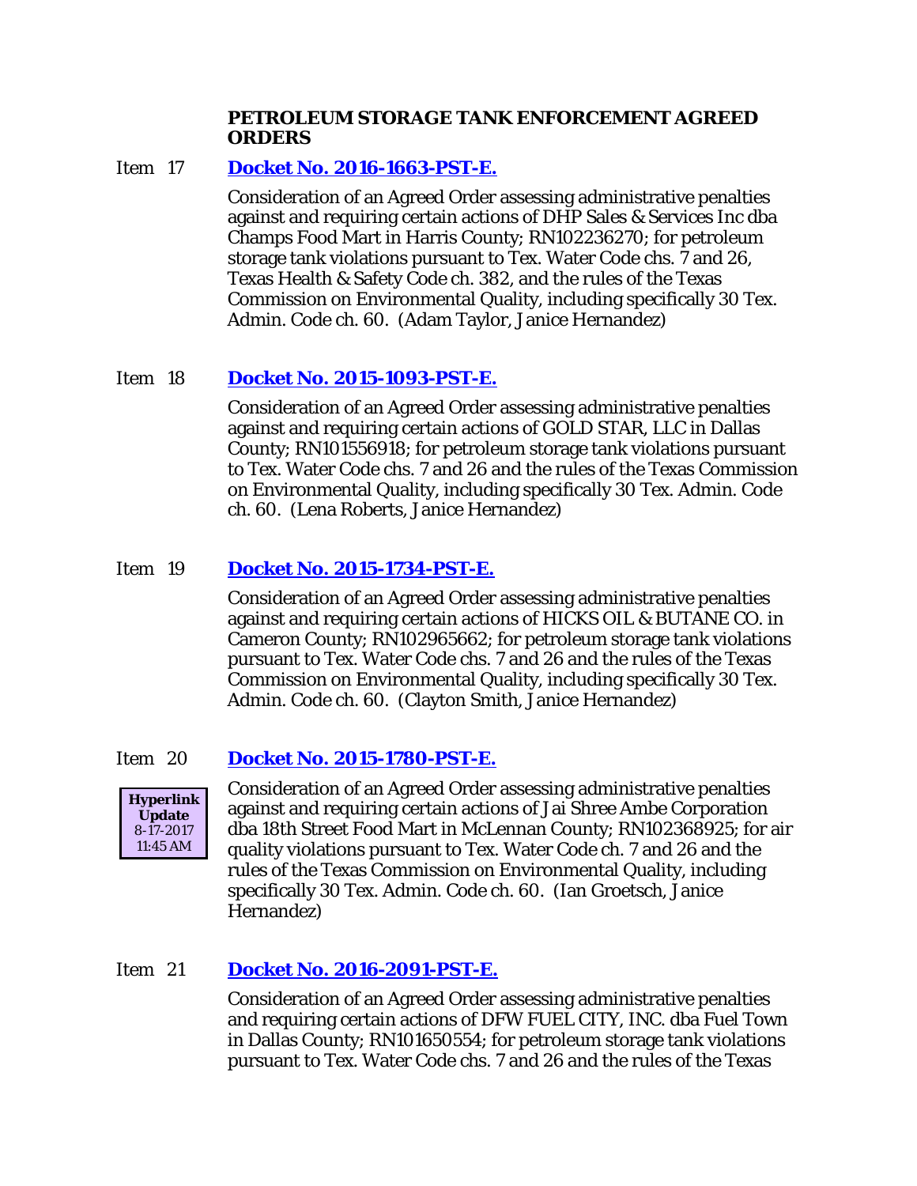## PETROLEUM STORAGE TANK ENFORCEMENT AGREED ORDERS

Item 17 **Docket No. 2016-1663-PST-E.**

Consideration of an Agreed Order assessing administrative penalties against and requiring certain actions of DHP Sales & Services Inc dba Champs Food Mart in Harris County; RN102236270; for petroleum storage tank violations pursuant to Tex. Water Code chs. 7 and 26, Texas Health & Safety Code ch. 382, and the rules of the Texas Commission on Environmental Quality, including specifically 30 Tex. Admin. Code ch. 60. (Adam Taylor, Janice Hernandez)

Item 18 **Docket No. 2015-1093-PST-E.**

Consideration of an Agreed Order assessing administrative penalties against and requiring certain actions of GOLD STAR, LLC in Dallas County; RN101556918; for petroleum storage tank violations pursuant to Tex. Water Code chs. 7 and 26 and the rules of the Texas Commission on Environmental Quality, including specifically 30 Tex. Admin. Code ch. 60. (Lena Roberts, Janice Hernandez)

Item 19 **Docket No. 2015-1734-PST-E.**

Consideration of an Agreed Order assessing administrative penalties against and requiring certain actions of HICKS OIL & BUTANE CO. in Cameron County; RN102965662; for petroleum storage tank violations pursuant to Tex. Water Code chs. 7 and 26 and the rules of the Texas Commission on Environmental Quality, including specifically 30 Tex. Admin. Code ch. 60. (Clayton Smith, Janice Hernandez)

Item 20 **Docket No. 2015-1780-PST-E.**

**Hyperlink Update** 8-17-2017 11:45 AM

Consideration of an Agreed Order assessing administrative penalties against and requiring certain actions of Jai Shree Ambe Corporation dba 18th Street Food Mart in McLennan County; RN102368925; for air quality violations pursuant to Tex. Water Code ch. 7 and 26 and the rules of the Texas Commission on Environmental Quality, including specifically 30 Tex. Admin. Code ch. 60. (Ian Groetsch, Janice Hernandez)

Item 21 **Docket No. 2016-2091-PST-E.**

Consideration of an Agreed Order assessing administrative penalties and requiring certain actions of DFW FUEL CITY, INC. dba Fuel Town in Dallas County; RN101650554; for petroleum storage tank violations pursuant to Tex. Water Code chs. 7 and 26 and the rules of the Texas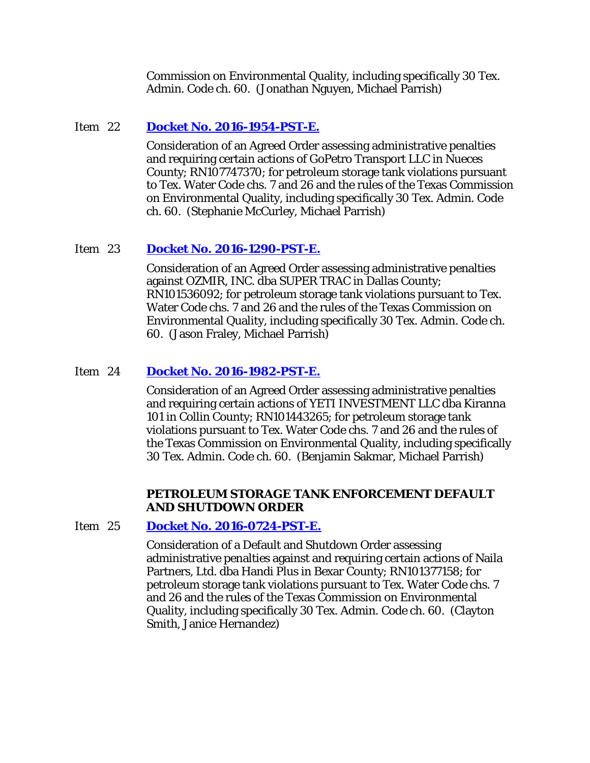Commission on Environmental Quality, including specifically 30 Tex. Admin. Code ch. 60. (Jonathan Nguyen, Michael Parrish)

Item 22 **Docket No. 2016-1954-PST-E.**

Consideration of an Agreed Order assessing administrative penalties and requiring certain actions of GoPetro Transport LLC in Nueces County; RN107747370; for petroleum storage tank violations pursuant to Tex. Water Code chs. 7 and 26 and the rules of the Texas Commission on Environmental Quality, including specifically 30 Tex. Admin. Code ch. 60. (Stephanie McCurley, Michael Parrish)

Item 23 **Docket No. 2016-1290-PST-E.**

Consideration of an Agreed Order assessing administrative penalties against OZMIR, INC. dba SUPER TRAC in Dallas County; RN101536092; for petroleum storage tank violations pursuant to Tex. Water Code chs. 7 and 26 and the rules of the Texas Commission on Environmental Quality, including specifically 30 Tex. Admin. Code ch. 60. (Jason Fraley, Michael Parrish)

Item 24 **Docket No. 2016-1982-PST-E.**

Consideration of an Agreed Order assessing administrative penalties and requiring certain actions of YETI INVESTMENT LLC dba Kiranna 101 in Collin County; RN101443265; for petroleum storage tank violations pursuant to Tex. Water Code chs. 7 and 26 and the rules of the Texas Commission on Environmental Quality, including specifically 30 Tex. Admin. Code ch. 60. (Benjamin Sakmar, Michael Parrish)

**PETROLEUM STORAGE TANK ENFORCEMENT DEFAULT AND SHUTDOWN ORDER**

Item 25 **Docket No. 2016-0724-PST-E.**

Consideration of a Default and Shutdown Order assessing administrative penalties against and requiring certain actions of Naila Partners, Ltd. dba Handi Plus in Bexar County; RN101377158; for petroleum storage tank violations pursuant to Tex. Water Code chs. 7 and 26 and the rules of the Texas Commission on Environmental Quality, including specifically 30 Tex. Admin. Code ch. 60. (Clayton Smith, Janice Hernandez)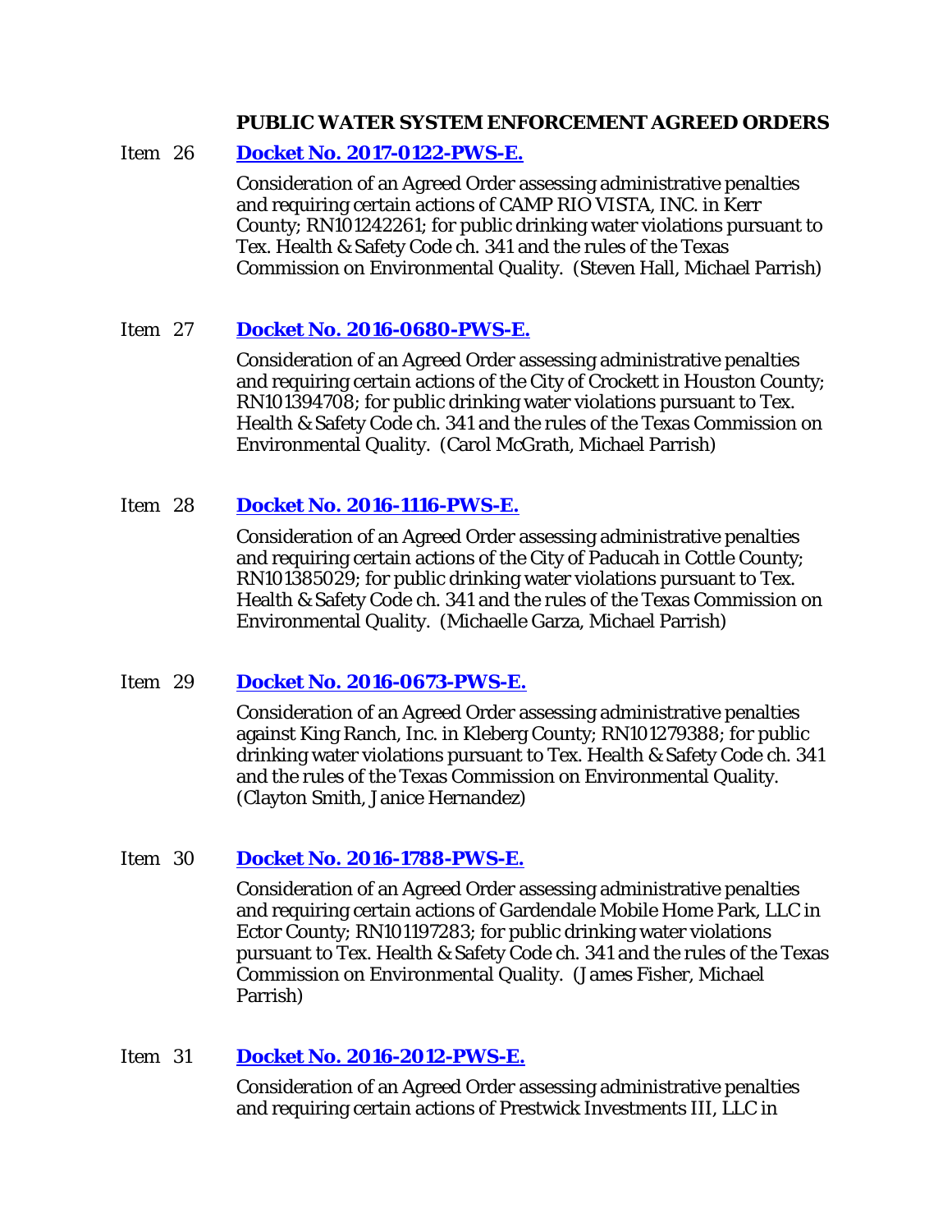## PUBLIC WATER SYSTEM ENFORCEMENT AGREED ORDERS

Item 26 **Docket No. 2017-0122-PWS-E.**

Consideration of an Agreed Order assessing administrative penalties and requiring certain actions of CAMP RIO VISTA, INC. in Kerr County; RN101242261; for public drinking water violations pursuant to Tex. Health & Safety Code ch. 341 and the rules of the Texas Commission on Environmental Quality. (Steven Hall, Michael Parrish)

Item 27 **Docket No. 2016-0680-PWS-E.**

Consideration of an Agreed Order assessing administrative penalties and requiring certain actions of the City of Crockett in Houston County; RN101394708; for public drinking water violations pursuant to Tex. Health & Safety Code ch. 341 and the rules of the Texas Commission on Environmental Quality. (Carol McGrath, Michael Parrish)

Item 28 **Docket No. 2016-1116-PWS-E.**

Consideration of an Agreed Order assessing administrative penalties and requiring certain actions of the City of Paducah in Cottle County; RN101385029; for public drinking water violations pursuant to Tex. Health & Safety Code ch. 341 and the rules of the Texas Commission on Environmental Quality. (Michaelle Garza, Michael Parrish)

Item 29 **Docket No. 2016-0673-PWS-E.**

Consideration of an Agreed Order assessing administrative penalties against King Ranch, Inc. in Kleberg County; RN101279388; for public drinking water violations pursuant to Tex. Health & Safety Code ch. 341 and the rules of the Texas Commission on Environmental Quality. (Clayton Smith, Janice Hernandez)

Item 30 **Docket No. 2016-1788-PWS-E.**

Consideration of an Agreed Order assessing administrative penalties and requiring certain actions of Gardendale Mobile Home Park, LLC in Ector County; RN101197283; for public drinking water violations pursuant to Tex. Health & Safety Code ch. 341 and the rules of the Texas Commission on Environmental Quality. (James Fisher, Michael Parrish)

Item 31 **Docket No. 2016-2012-PWS-E.**

Consideration of an Agreed Order assessing administrative penalties and requiring certain actions of Prestwick Investments III, LLC in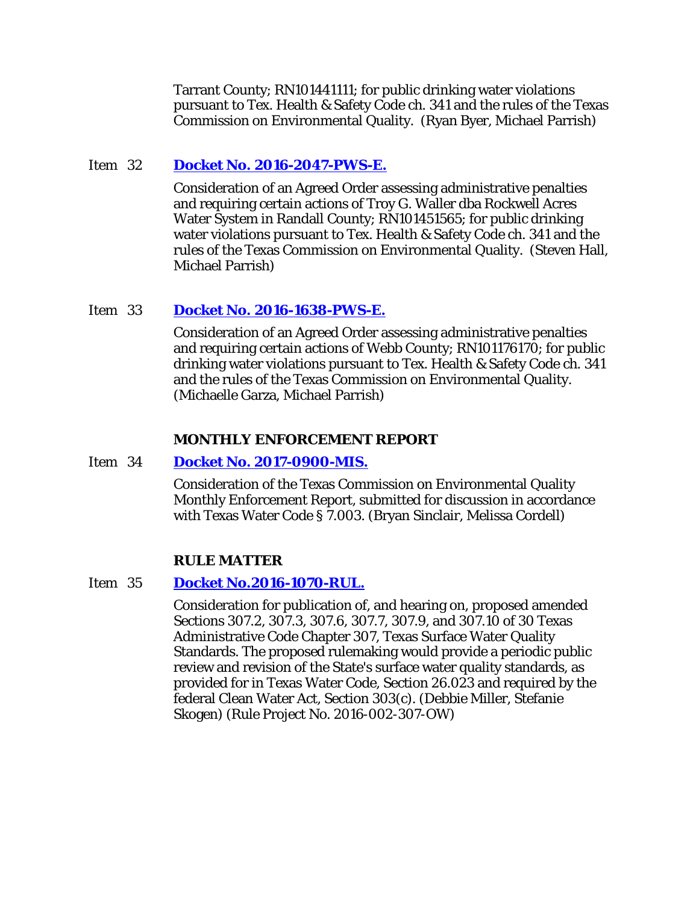Tarrant County; RN101441111; for public drinking water violations pursuant to Tex. Health & Safety Code ch. 341 and the rules of the Texas Commission on Environmental Quality. (Ryan Byer, Michael Parrish)

Item 32 **Docket No. 2016-2047-PWS-E.**

Consideration of an Agreed Order assessing administrative penalties and requiring certain actions of Troy G. Waller dba Rockwell Acres Water System in Randall County; RN101451565; for public drinking water violations pursuant to Tex. Health & Safety Code ch. 341 and the rules of the Texas Commission on Environmental Quality. (Steven Hall, Michael Parrish)

Item 33 **Docket No. 2016-1638-PWS-E.**

Consideration of an Agreed Order assessing administrative penalties and requiring certain actions of Webb County; RN101176170; for public drinking water violations pursuant to Tex. Health & Safety Code ch. 341 and the rules of the Texas Commission on Environmental Quality. (Michaelle Garza, Michael Parrish)

**MONTHLY ENFORCEMENT REPORT**

Item 34 **Docket No. 2017-0900-MIS.**

Consideration of the Texas Commission on Environmental Quality Monthly Enforcement Report, submitted for discussion in accordance with Texas Water Code § 7.003. (Bryan Sinclair, Melissa Cordell)

**RULE MATTER**

Item 35 **Docket No.2016-1070-RUL.**

Consideration for publication of, and hearing on, proposed amended Sections 307.2, 307.3, 307.6, 307.7, 307.9, and 307.10 of 30 Texas Administrative Code Chapter 307, Texas Surface Water Quality Standards. The proposed rulemaking would provide a periodic public review and revision of the State's surface water quality standards, as provided for in Texas Water Code, Section 26.023 and required by the federal Clean Water Act, Section 303(c). (Debbie Miller, Stefanie Skogen) (Rule Project No. 2016-002-307-OW)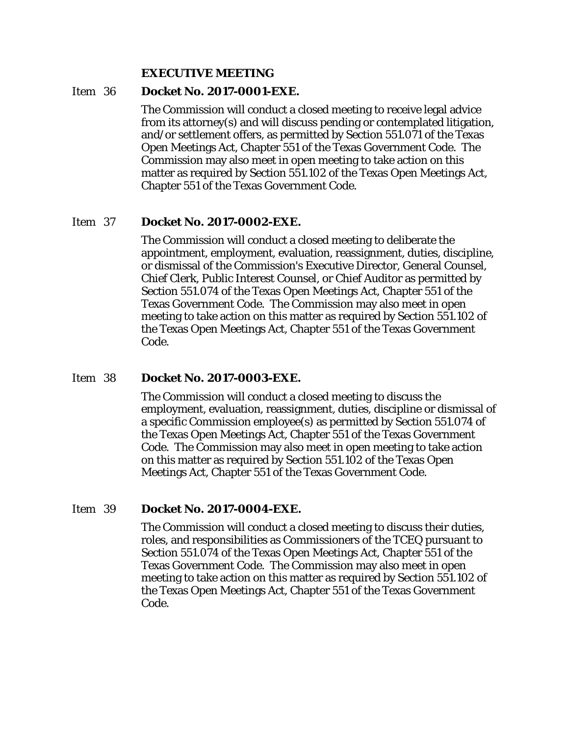## EXECUTIVE MEETING

Item 36 **Docket No. 2017-0001-EXE.**

The Commission will conduct a closed meeting to receive legal advice from its attorney(s) and will discuss pending or contemplated litigation, and/or settlement offers, as permitted by Section 551.071 of the Texas Open Meetings Act, Chapter 551 of the Texas Government Code. The Commission may also meet in open meeting to take action on this matter as required by Section 551.102 of the Texas Open Meetings Act, Chapter 551 of the Texas Government Code.

Item 37 **Docket No. 2017-0002-EXE.**

The Commission will conduct a closed meeting to deliberate the appointment, employment, evaluation, reassignment, duties, discipline, or dismissal of the Commission's Executive Director, General Counsel, Chief Clerk, Public Interest Counsel, or Chief Auditor as permitted by Section 551.074 of the Texas Open Meetings Act, Chapter 551 of the Texas Government Code. The Commission may also meet in open meeting to take action on this matter as required by Section 551.102 of the Texas Open Meetings Act, Chapter 551 of the Texas Government Code.

Item 38 **Docket No. 2017-0003-EXE.**

The Commission will conduct a closed meeting to discuss the employment, evaluation, reassignment, duties, discipline or dismissal of a specific Commission employee(s) as permitted by Section 551.074 of the Texas Open Meetings Act, Chapter 551 of the Texas Government Code. The Commission may also meet in open meeting to take action on this matter as required by Section 551.102 of the Texas Open Meetings Act, Chapter 551 of the Texas Government Code.

Item 39 **Docket No. 2017-0004-EXE.**

The Commission will conduct a closed meeting to discuss their duties, roles, and responsibilities as Commissioners of the TCEQ pursuant to Section 551.074 of the Texas Open Meetings Act, Chapter 551 of the Texas Government Code. The Commission may also meet in open meeting to take action on this matter as required by Section 551.102 of the Texas Open Meetings Act, Chapter 551 of the Texas Government Code.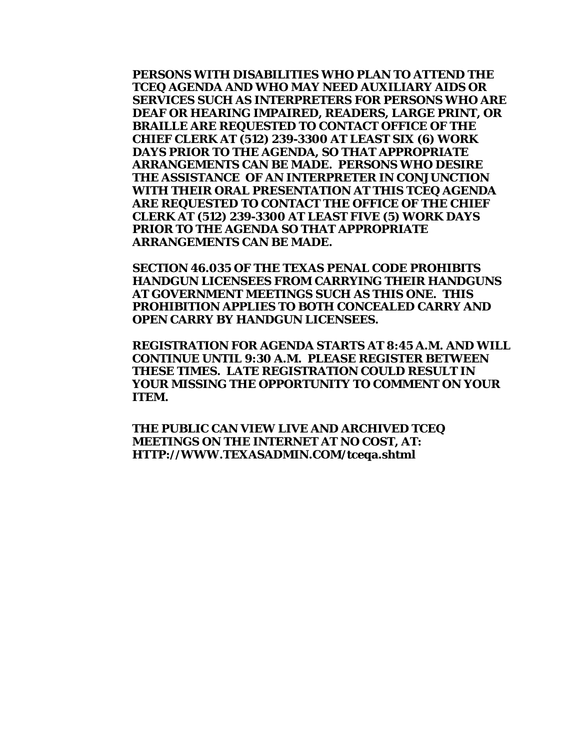**PERSONS WITH DISABILITIES WHO PLAN TO ATTEND THE TCEQ AGENDA AND WHO MAY NEED AUXILIARY AIDS OR SERVICES SUCH AS INTERPRETERS FOR PERSONS WHO ARE DEAF OR HEARING IMPAIRED, READERS, LARGE PRINT, OR BRAILLE ARE REQUESTED TO CONTACT OFFICE OF THE CHIEF CLERK AT (512) 239-3300 AT LEAST SIX (6) WORK DAYS PRIOR TO THE AGENDA, SO THAT APPROPRIATE ARRANGEMENTS CAN BE MADE. PERSONS WHO DESIRE THE ASSISTANCE OF AN INTERPRETER IN CONJUNCTION WITH THEIR ORAL PRESENTATION AT THIS TCEQ AGENDA ARE REQUESTED TO CONTACT THE OFFICE OF THE CHIEF CLERK AT (512) 239-3300 AT LEAST FIVE (5) WORK DAYS PRIOR TO THE AGENDA SO THAT APPROPRIATE ARRANGEMENTS CAN BE MADE.**

**SECTION 46.035 OF THE TEXAS PENAL CODE PROHIBITS HANDGUN LICENSEES FROM CARRYING THEIR HANDGUNS AT GOVERNMENT MEETINGS SUCH AS THIS ONE. THIS PROHIBITION APPLIES TO BOTH CONCEALED CARRY AND OPEN CARRY BY HANDGUN LICENSEES.**

**REGISTRATION FOR AGENDA STARTS AT 8:45 A.M. AND WILL CONTINUE UNTIL 9:30 A.M. PLEASE REGISTER BETWEEN THESE TIMES. LATE REGISTRATION COULD RESULT IN YOUR MISSING THE OPPORTUNITY TO COMMENT ON YOUR ITEM.**

**THE PUBLIC CAN VIEW LIVE AND ARCHIVED TCEQ MEETINGS ON THE INTERNET AT NO COST, AT: HTTP://WWW.TEXASADMIN.COM/tceqa.shtml**